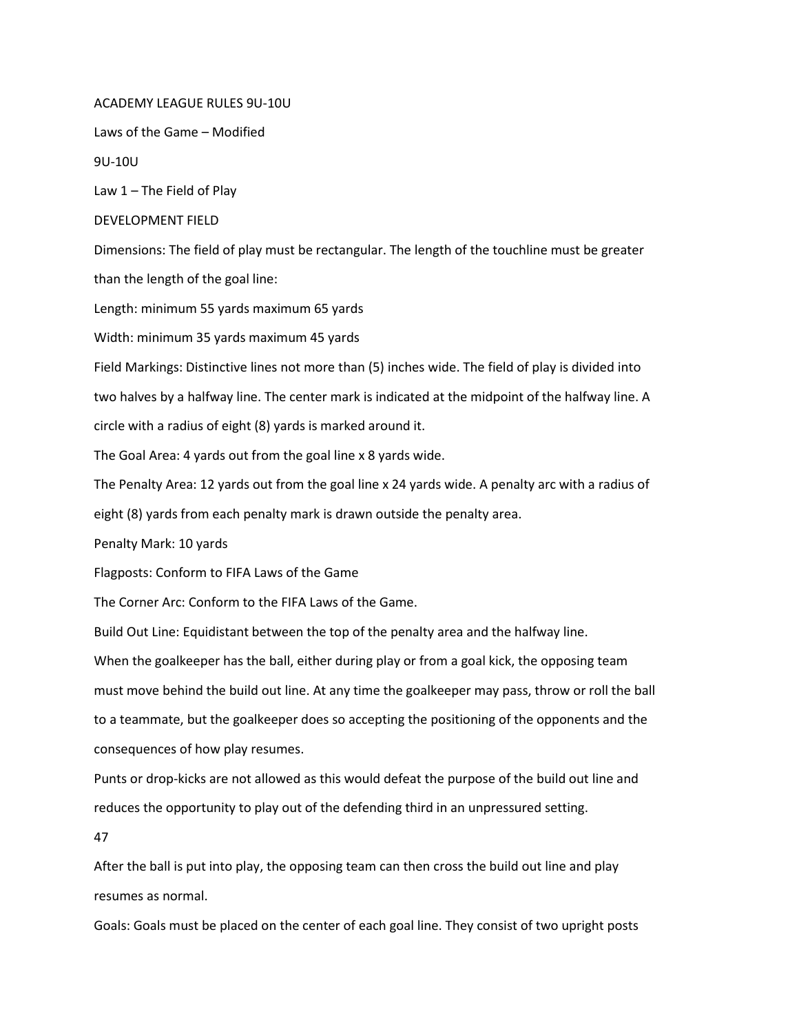# ACADEMY LEAGUE RULES 9U-10U

## Laws of the Game – Modified

9U-10U

### Law 1 – The Field of Play

DEVELOPMENT FIELD

Dimensions: The field of play must be rectangular. The length of the touchline must be greater than the length of the goal line:

Length: minimum 55 yards maximum 65 yards

Width: minimum 35 yards maximum 45 yards

Field Markings: Distinctive lines not more than (5) inches wide. The field of play is divided into two halves by a halfway line. The center mark is indicated at the midpoint of the halfway line. A circle with a radius of eight (8) yards is marked around it.

The Goal Area: 4 yards out from the goal line x 8 yards wide.

The Penalty Area: 12 yards out from the goal line x 24 yards wide. A penalty arc with a radius of eight (8) yards from each penalty mark is drawn outside the penalty area.

Penalty Mark: 10 yards

Flagposts: Conform to FIFA Laws of the Game

The Corner Arc: Conform to the FIFA Laws of the Game.

Build Out Line: Equidistant between the top of the penalty area and the halfway line.

When the goalkeeper has the ball, either during play or from a goal kick, the opposing team must move behind the build out line. At any time the goalkeeper may pass, throw or roll the ball to a teammate, but the goalkeeper does so accepting the positioning of the opponents and the consequences of how play resumes.

Punts or drop-kicks are not allowed as this would defeat the purpose of the build out line and reduces the opportunity to play out of the defending third in an unpressured setting.

After the ball is put into play, the opposing team can then cross the build out line and play resumes as normal.

Goals: Goals must be placed on the center of each goal line. They consist of two upright posts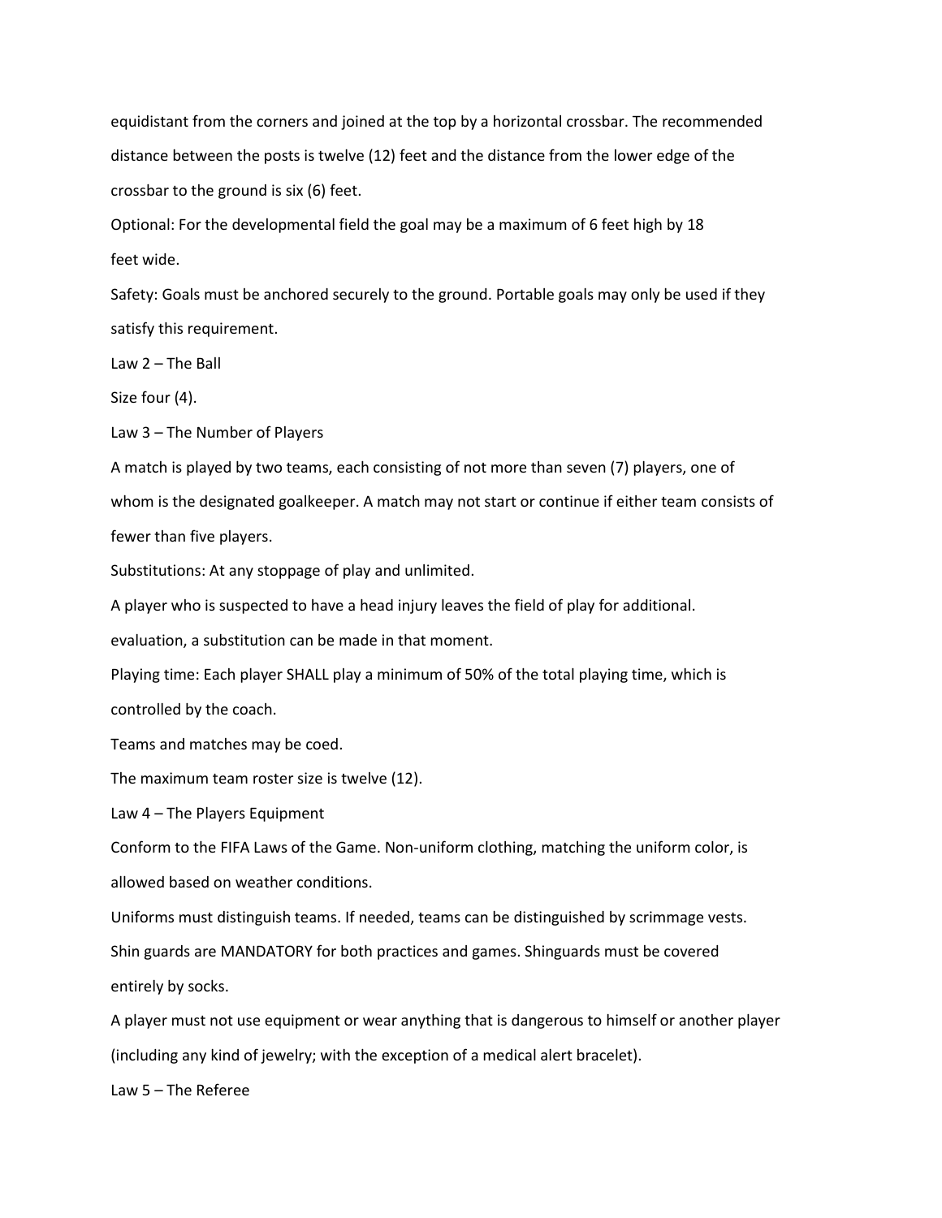equidistant from the corners and joined at the top by a horizontal crossbar. The recommended distance between the posts is twelve (12) feet and the distance from the lower edge of the crossbar to the ground is six (6) feet.

Optional: For the developmental field the goal may be a maximum of 6 feet high by 18 feet wide.

Safety: Goals must be anchored securely to the ground. Portable goals may only be used if they satisfy this requirement.

## Law 2 – The Ball

Size four (4).

## Law 3 – The Number of Players

A match is played by two teams, each consisting of not more than seven (7) players, one of whom is the designated goalkeeper. A match may not start or continue if either team consists of fewer than five players.

Substitutions: At any stoppage of play and unlimited.

A player who is suspected to have a head injury leaves the field of play for additional. evaluation, a substitution can be made in that moment.

Playing time: Each player SHALL play a minimum of 50% of the total playing time, which is controlled by the coach.

Teams and matches may be coed.

The maximum team roster size is twelve (12).

## Law 4 – The Players Equipment

Conform to the FIFA Laws of the Game. Non-uniform clothing, matching the uniform color, is allowed based on weather conditions.

Uniforms must distinguish teams. If needed, teams can be distinguished by scrimmage vests.

Shin guards are MANDATORY for both practices and games. Shinguards must be covered entirely by socks.

A player must not use equipment or wear anything that is dangerous to himself or another player (including any kind of jewelry; with the exception of a medical alert bracelet).

## Law 5 – The Referee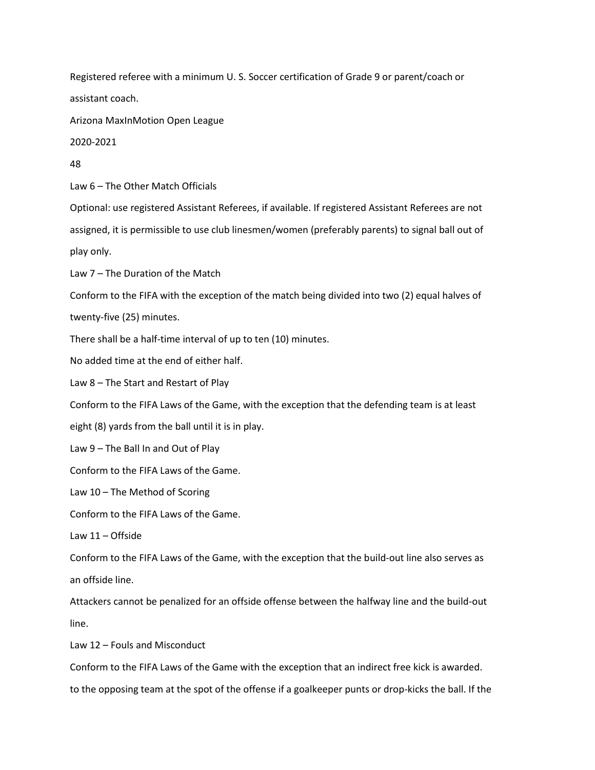Registered referee with a minimum U. S. Soccer certification of Grade 9 or parent/coach or assistant coach.

Arizona MaxInMotion Open League

2020-2021

48

### Law 6 – The Other Match Officials

Optional: use registered Assistant Referees, if available. If registered Assistant Referees are not assigned, it is permissible to use club linesmen/women (preferably parents) to signal ball out of play only.

### Law 7 – The Duration of the Match

Conform to the FIFA with the exception of the match being divided into two (2) equal halves of twenty-five (25) minutes.

There shall be a half-time interval of up to ten (10) minutes.

No added time at the end of either half.

### Law 8 – The Start and Restart of Play

Conform to the FIFA Laws of the Game, with the exception that the defending team is at least eight (8) yards from the ball until it is in play.

### Law 9 – The Ball In and Out of Play

Conform to the FIFA Laws of the Game.

### Law 10 – The Method of Scoring

Conform to the FIFA Laws of the Game.

### Law 11 – Offside

Conform to the FIFA Laws of the Game, with the exception that the build-out line also serves as an offside line.

Attackers cannot be penalized for an offside offense between the halfway line and the build-out line.

### Law 12 – Fouls and Misconduct

Conform to the FIFA Laws of the Game with the exception that an indirect free kick is awarded.

to the opposing team at the spot of the offense if a goalkeeper punts or drop-kicks the ball. If the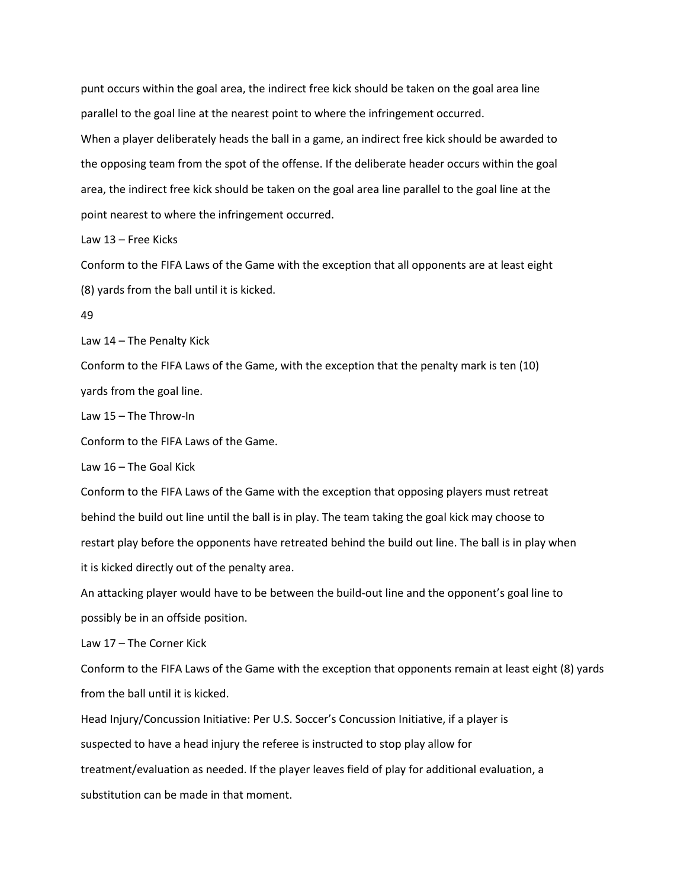punt occurs within the goal area, the indirect free kick should be taken on the goal area line parallel to the goal line at the nearest point to where the infringement occurred.

When a player deliberately heads the ball in a game, an indirect free kick should be awarded to the opposing team from the spot of the offense. If the deliberate header occurs within the goal area, the indirect free kick should be taken on the goal area line parallel to the goal line at the point nearest to where the infringement occurred.

Law 13 – Free Kicks

Conform to the FIFA Laws of the Game with the exception that all opponents are at least eight (8) yards from the ball until it is kicked.

Law 14 – The Penalty Kick

Conform to the FIFA Laws of the Game, with the exception that the penalty mark is ten (10) yards from the goal line.

Law 15 – The Throw-In

Conform to the FIFA Laws of the Game.

Law 16 – The Goal Kick

Conform to the FIFA Laws of the Game with the exception that opposing players must retreat behind the build out line until the ball is in play. The team taking the goal kick may choose to restart play before the opponents have retreated behind the build out line. The ball is in play when it is kicked directly out of the penalty area.

An attacking player would have to be between the build-out line and the opponent's goal line to possibly be in an offside position.

Law 17 – The Corner Kick

Conform to the FIFA Laws of the Game with the exception that opponents remain at least eight (8) yards from the ball until it is kicked.

Head Injury/Concussion Initiative: Per U.S. Soccer's Concussion Initiative, if a player is suspected to have a head injury the referee is instructed to stop play allow for treatment/evaluation as needed. If the player leaves field of play for additional evaluation, a substitution can be made in that moment.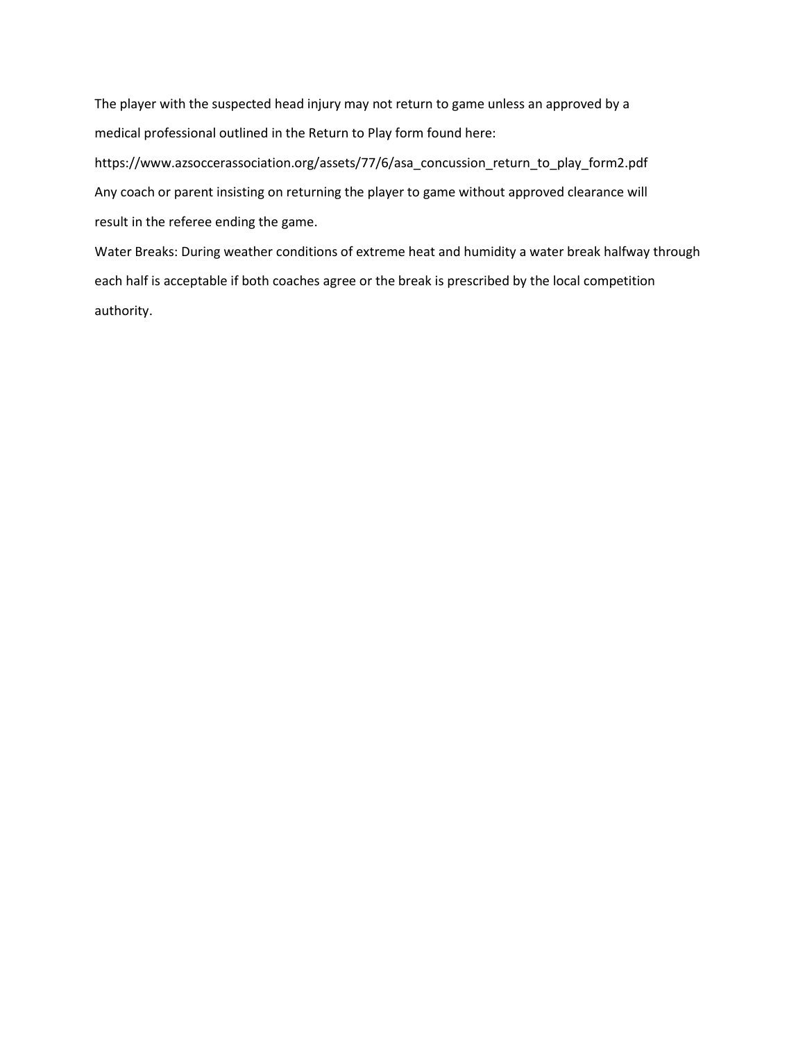The player with the suspected head injury may not return to game unless an approved by a medical professional outlined in the Return to Play form found here:

https://www.azsoccerassociation.org/assets/77/6/asa_concussion_return_to_play_form2.pdf

Any coach or parent insisting on returning the player to game without approved clearance will result in the referee ending the game.

Water Breaks: During weather conditions of extreme heat and humidity a water break halfway through each half is acceptable if both coaches agree or the break is prescribed by the local competition authority.